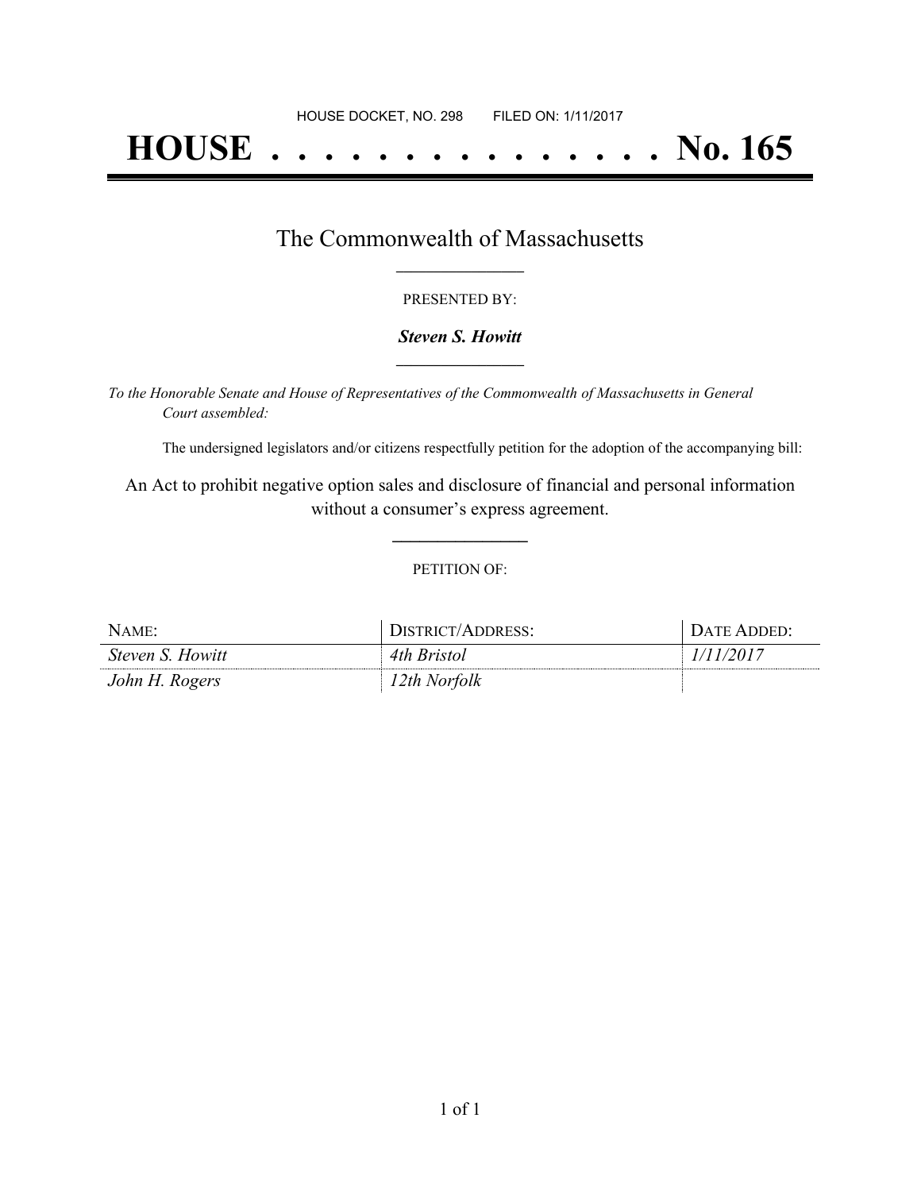HOUSE DOCKET, NO. 298 FILED ON: 1/11/2017

# HOUSE . . . . . . . . . . . . . . . No. 165

## The Commonwealth of Massachusetts

PRESENTED BY:

***Steven S. Howitt***

*To the Honorable Senate and House of Representatives of the Commonwealth of Massachusetts in General Court assembled:*

The undersigned legislators and/or citizens respectfully petition for the adoption of the accompanying bill:

An Act to prohibit negative option sales and disclosure of financial and personal information without a consumer's express agreement.

PETITION OF:

| NAME: | DISTRICT/ADDRESS: | DATE ADDED: |
|---|---|---|
| *Steven S. Howitt* | *4th Bristol* | *1/11/2017* |
| *John H. Rogers* | *12th Norfolk* | |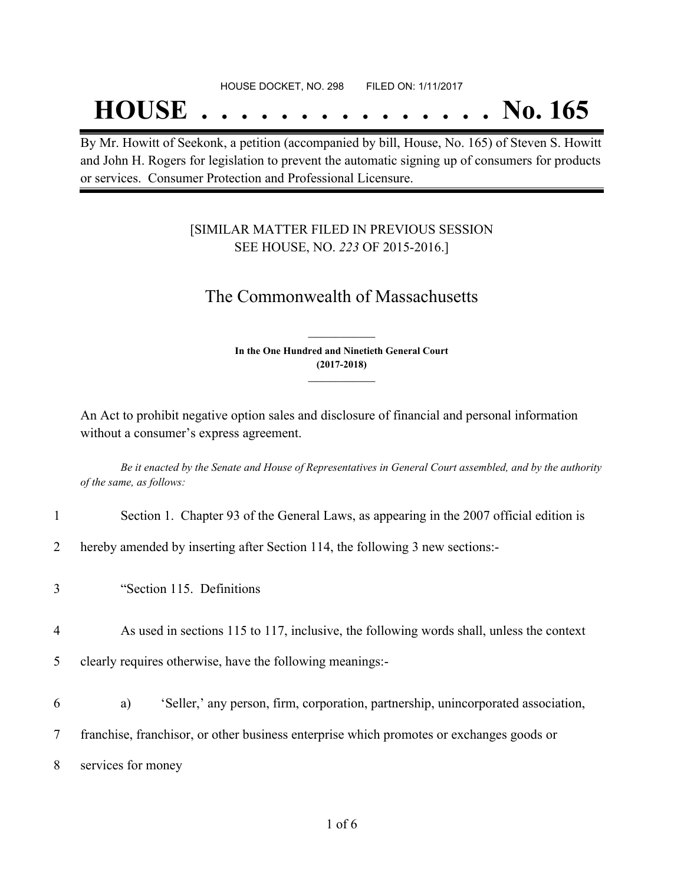HOUSE DOCKET, NO. 298 FILED ON: 1/11/2017

# HOUSE . . . . . . . . . . . . . . . No. 165

By Mr. Howitt of Seekonk, a petition (accompanied by bill, House, No. 165) of Steven S. Howitt and John H. Rogers for legislation to prevent the automatic signing up of consumers for products or services. Consumer Protection and Professional Licensure.

[SIMILAR MATTER FILED IN PREVIOUS SESSION SEE HOUSE, NO. *223* OF 2015-2016.]

## The Commonwealth of Massachusetts

**In the One Hundred and Ninetieth General Court (2017-2018)**

An Act to prohibit negative option sales and disclosure of financial and personal information without a consumer's express agreement.

*Be it enacted by the Senate and House of Representatives in General Court assembled, and by the authority of the same, as follows:*

1 Section 1. Chapter 93 of the General Laws, as appearing in the 2007 official edition is
2 hereby amended by inserting after Section 114, the following 3 new sections:-
3 "Section 115. Definitions
4 As used in sections 115 to 117, inclusive, the following words shall, unless the context
5 clearly requires otherwise, have the following meanings:-
6 a) 'Seller,' any person, firm, corporation, partnership, unincorporated association,
7 franchise, franchisor, or other business enterprise which promotes or exchanges goods or
8 services for money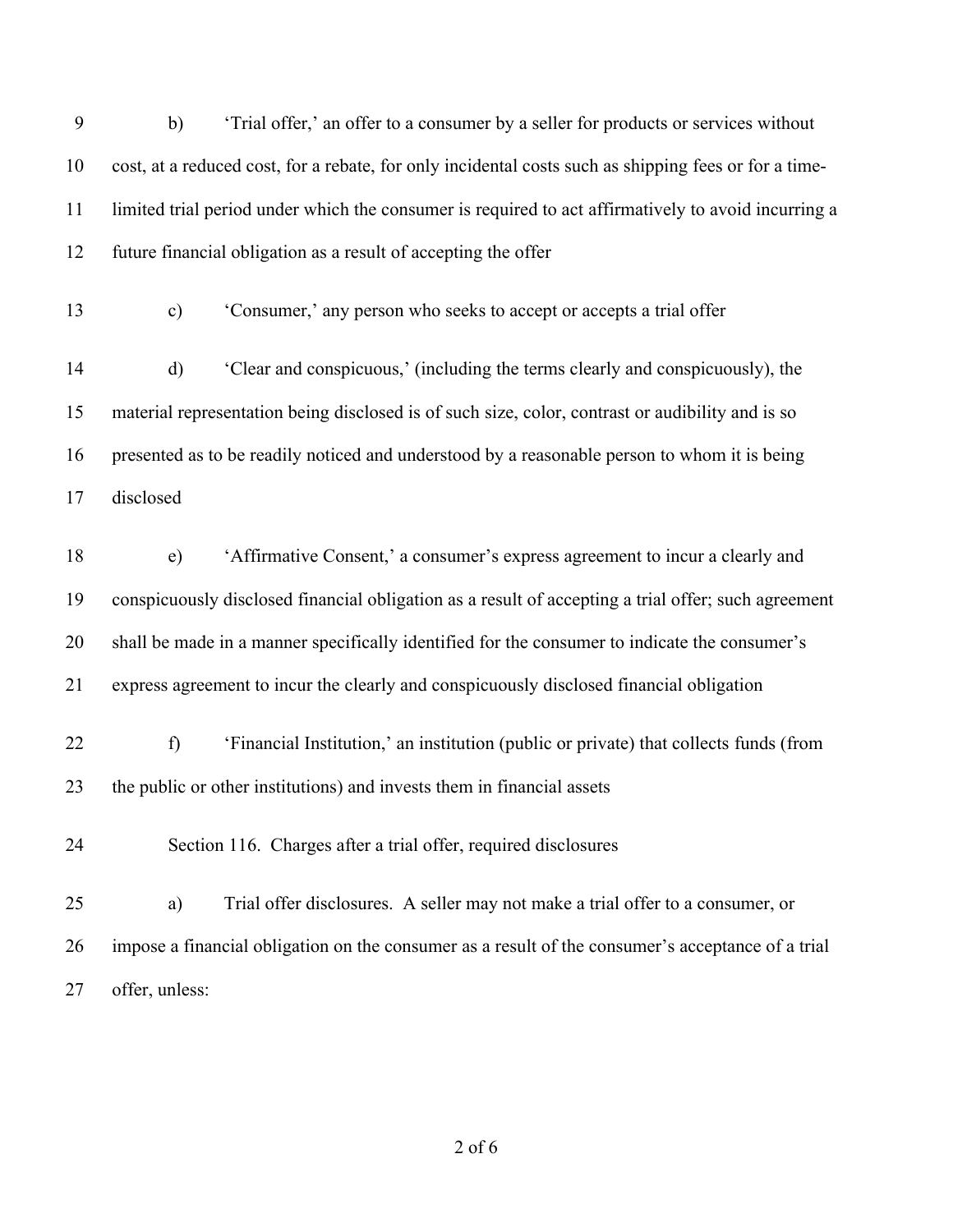b) 'Trial offer,' an offer to a consumer by a seller for products or services without cost, at a reduced cost, for a rebate, for only incidental costs such as shipping fees or for a time-limited trial period under which the consumer is required to act affirmatively to avoid incurring a future financial obligation as a result of accepting the offer

c) 'Consumer,' any person who seeks to accept or accepts a trial offer

d) 'Clear and conspicuous,' (including the terms clearly and conspicuously), the material representation being disclosed is of such size, color, contrast or audibility and is so presented as to be readily noticed and understood by a reasonable person to whom it is being disclosed

e) 'Affirmative Consent,' a consumer's express agreement to incur a clearly and conspicuously disclosed financial obligation as a result of accepting a trial offer; such agreement shall be made in a manner specifically identified for the consumer to indicate the consumer's express agreement to incur the clearly and conspicuously disclosed financial obligation

f) 'Financial Institution,' an institution (public or private) that collects funds (from the public or other institutions) and invests them in financial assets

Section 116. Charges after a trial offer, required disclosures

a) Trial offer disclosures. A seller may not make a trial offer to a consumer, or impose a financial obligation on the consumer as a result of the consumer's acceptance of a trial offer, unless: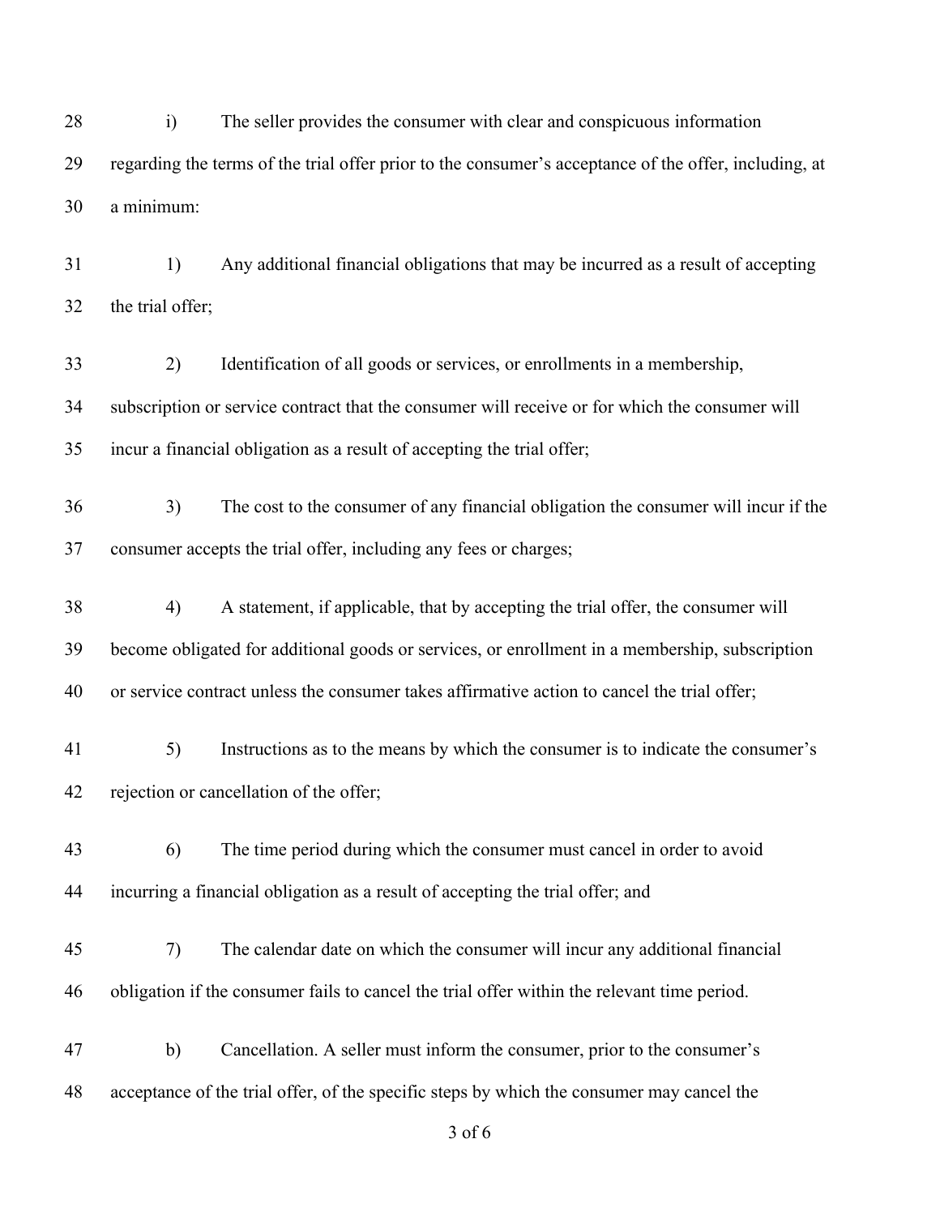i) The seller provides the consumer with clear and conspicuous information regarding the terms of the trial offer prior to the consumer's acceptance of the offer, including, at a minimum:

1) Any additional financial obligations that may be incurred as a result of accepting the trial offer;

2) Identification of all goods or services, or enrollments in a membership, subscription or service contract that the consumer will receive or for which the consumer will incur a financial obligation as a result of accepting the trial offer;

3) The cost to the consumer of any financial obligation the consumer will incur if the consumer accepts the trial offer, including any fees or charges;

4) A statement, if applicable, that by accepting the trial offer, the consumer will become obligated for additional goods or services, or enrollment in a membership, subscription or service contract unless the consumer takes affirmative action to cancel the trial offer;

5) Instructions as to the means by which the consumer is to indicate the consumer's rejection or cancellation of the offer;

6) The time period during which the consumer must cancel in order to avoid incurring a financial obligation as a result of accepting the trial offer; and

7) The calendar date on which the consumer will incur any additional financial obligation if the consumer fails to cancel the trial offer within the relevant time period.

b) Cancellation. A seller must inform the consumer, prior to the consumer's acceptance of the trial offer, of the specific steps by which the consumer may cancel the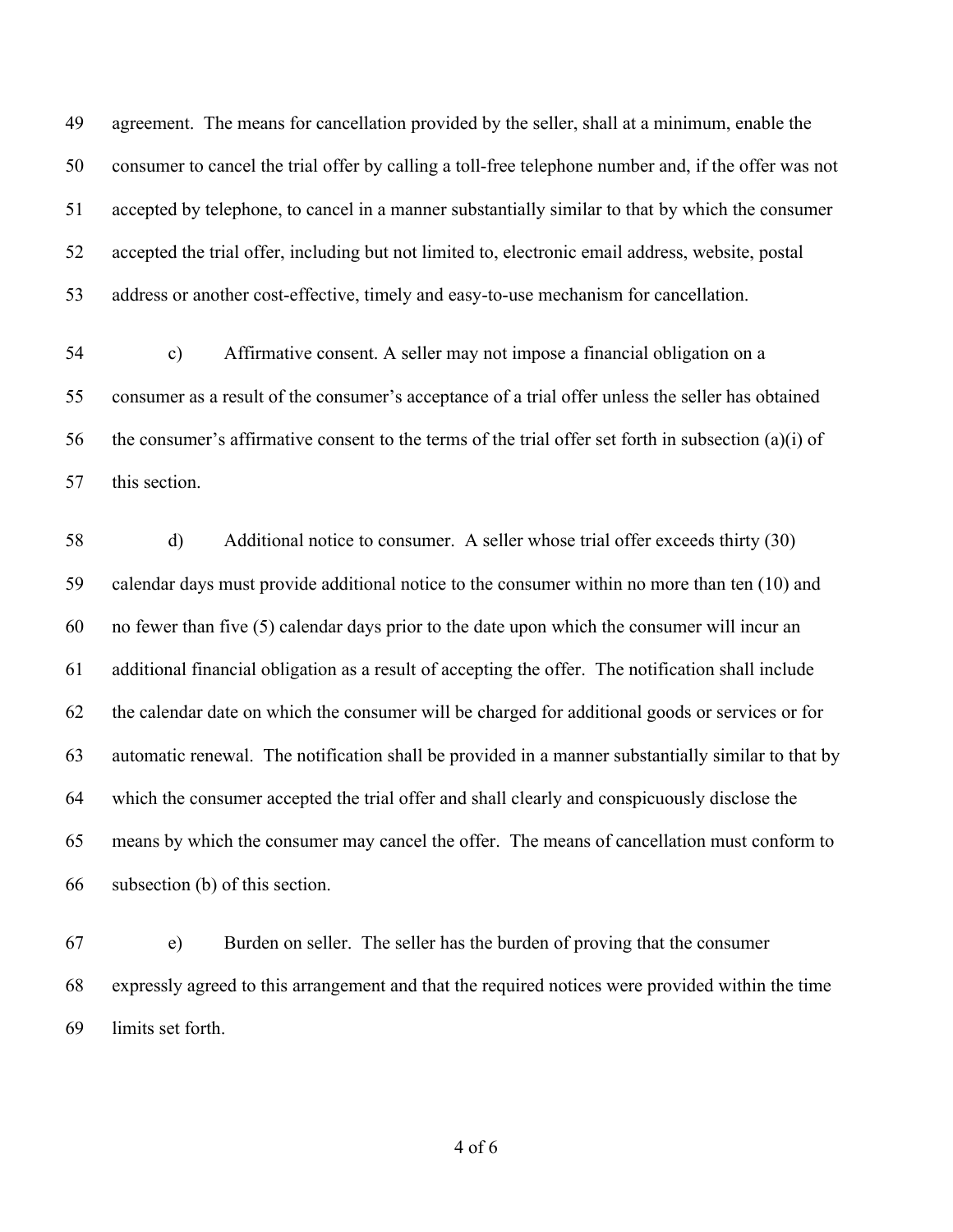agreement. The means for cancellation provided by the seller, shall at a minimum, enable the consumer to cancel the trial offer by calling a toll-free telephone number and, if the offer was not accepted by telephone, to cancel in a manner substantially similar to that by which the consumer accepted the trial offer, including but not limited to, electronic email address, website, postal address or another cost-effective, timely and easy-to-use mechanism for cancellation.

c) Affirmative consent. A seller may not impose a financial obligation on a consumer as a result of the consumer's acceptance of a trial offer unless the seller has obtained the consumer's affirmative consent to the terms of the trial offer set forth in subsection (a)(i) of this section.

d) Additional notice to consumer. A seller whose trial offer exceeds thirty (30) calendar days must provide additional notice to the consumer within no more than ten (10) and no fewer than five (5) calendar days prior to the date upon which the consumer will incur an additional financial obligation as a result of accepting the offer. The notification shall include the calendar date on which the consumer will be charged for additional goods or services or for automatic renewal. The notification shall be provided in a manner substantially similar to that by which the consumer accepted the trial offer and shall clearly and conspicuously disclose the means by which the consumer may cancel the offer. The means of cancellation must conform to subsection (b) of this section.

e) Burden on seller. The seller has the burden of proving that the consumer expressly agreed to this arrangement and that the required notices were provided within the time limits set forth.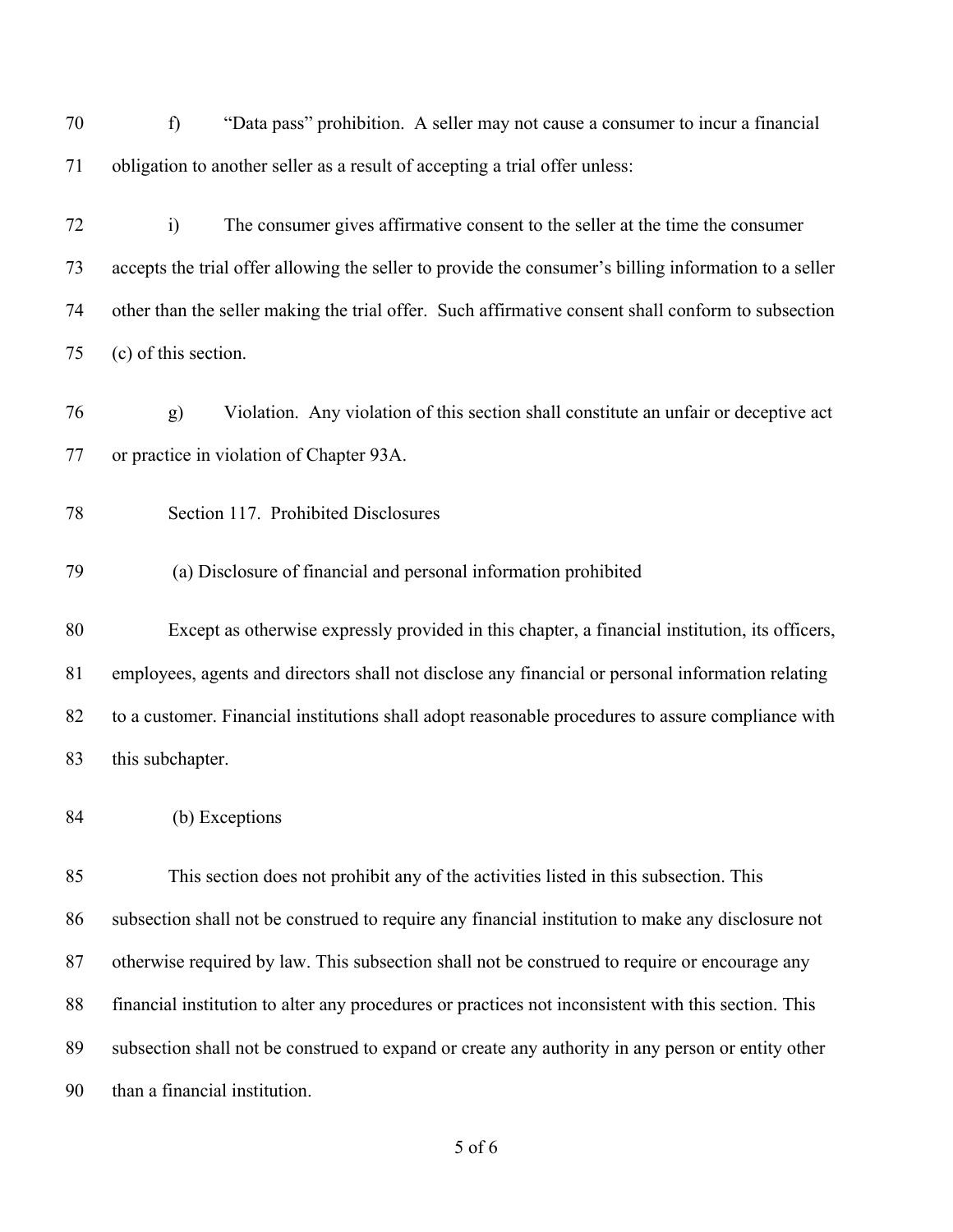f) "Data pass" prohibition. A seller may not cause a consumer to incur a financial obligation to another seller as a result of accepting a trial offer unless:

i) The consumer gives affirmative consent to the seller at the time the consumer accepts the trial offer allowing the seller to provide the consumer's billing information to a seller other than the seller making the trial offer. Such affirmative consent shall conform to subsection (c) of this section.

g) Violation. Any violation of this section shall constitute an unfair or deceptive act or practice in violation of Chapter 93A.

Section 117. Prohibited Disclosures

(a) Disclosure of financial and personal information prohibited

Except as otherwise expressly provided in this chapter, a financial institution, its officers, employees, agents and directors shall not disclose any financial or personal information relating to a customer. Financial institutions shall adopt reasonable procedures to assure compliance with this subchapter.

(b) Exceptions

This section does not prohibit any of the activities listed in this subsection. This subsection shall not be construed to require any financial institution to make any disclosure not otherwise required by law. This subsection shall not be construed to require or encourage any financial institution to alter any procedures or practices not inconsistent with this section. This subsection shall not be construed to expand or create any authority in any person or entity other than a financial institution.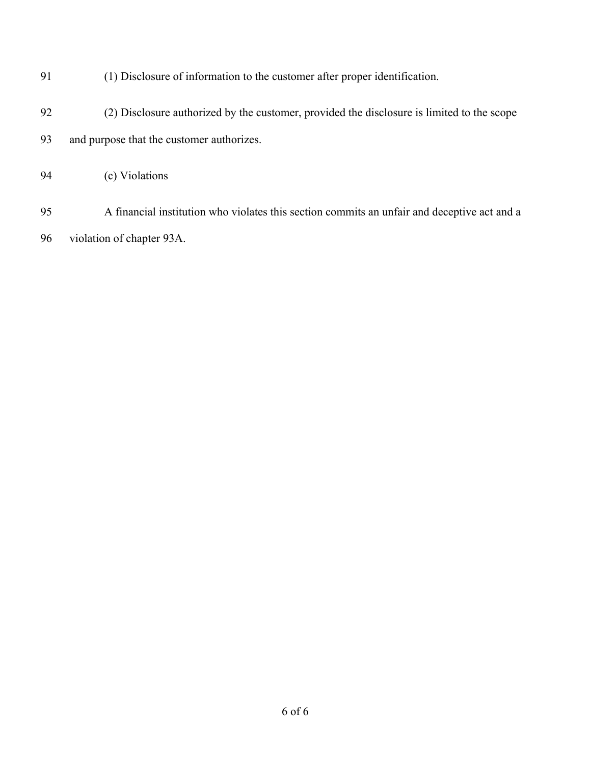(1) Disclosure of information to the customer after proper identification.

(2) Disclosure authorized by the customer, provided the disclosure is limited to the scope and purpose that the customer authorizes.

(c) Violations

A financial institution who violates this section commits an unfair and deceptive act and a violation of chapter 93A.